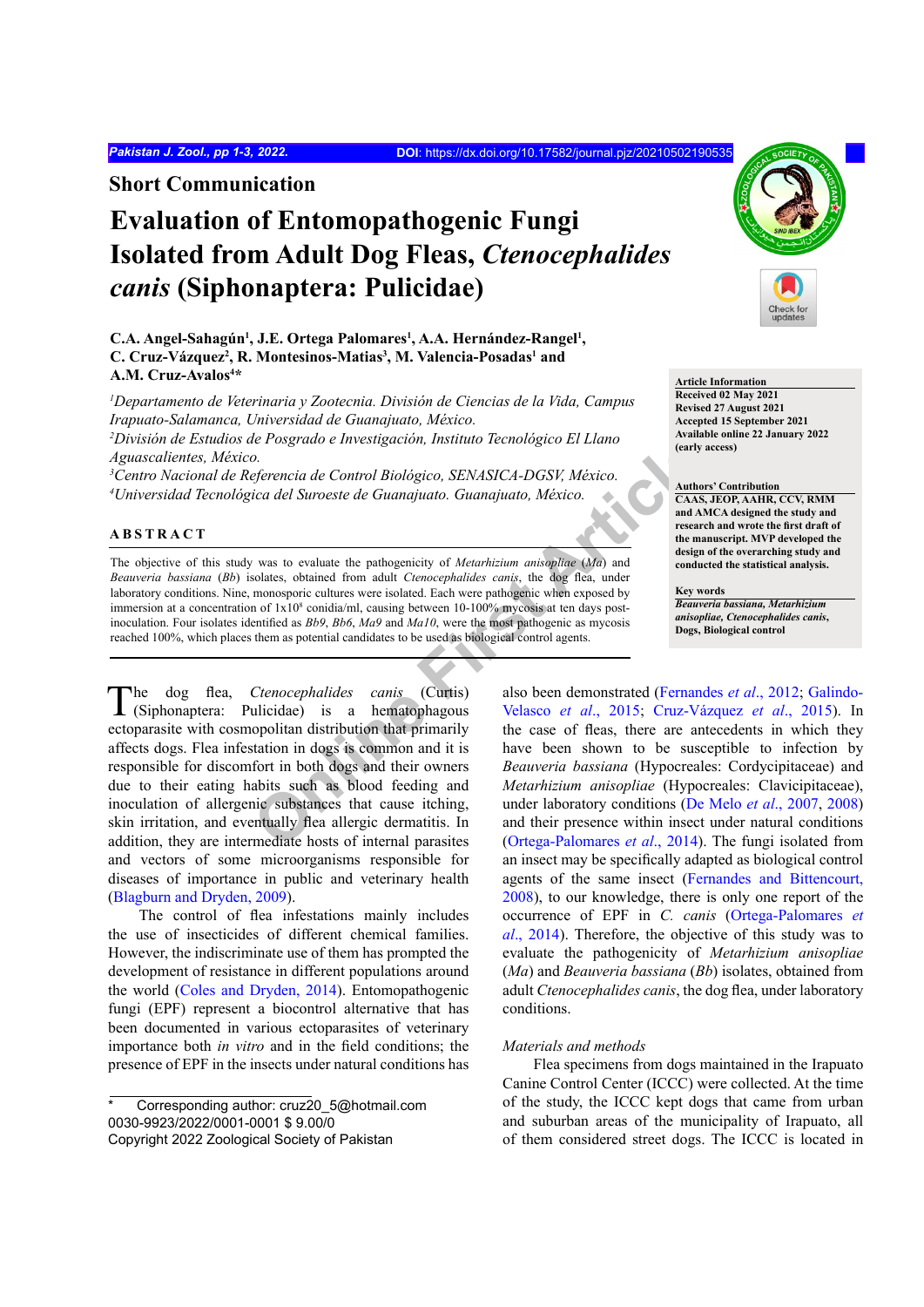## Short Communication

# Evaluation of Entomopathogenic Fungi Isolated from Adult Dog Fleas, *Ctenocephalides canis* (Siphonaptera: Pulicidae)

**C.A. Angel-Sahagún[1], J.E. Ortega Palomares[1], A.A. Hernández-Rangel[1], C. Cruz-Vázquez[2], R. Montesinos-Matias[3], M. Valencia-Posadas[1] and A.M. Cruz-Avalos[4]***

*[1]Departamento de Veterinaria y Zootecnia. División de Ciencias de la Vida, Campus Irapuato-Salamanca, Universidad de Guanajuato, México.*
*[2]División de Estudios de Posgrado e Investigación, Instituto Tecnológico El Llano Aguascalientes, México.*
*[3]Centro Nacional de Referencia de Control Biológico, SENASICA-DGSV, México.*
*[4]Universidad Tecnológica del Suroeste de Guanajuato. Guanajuato, México.*

**Article Information**
**Received 02 May 2021**
**Revised 27 August 2021**
**Accepted 15 September 2021**
**Available online 22 January 2022 (early access)**

**Authors' Contribution**
**CAAS, JEOP, AAHR, CCV, RMM and AMCA designed the study and research and wrote the first draft of the manuscript. MVP developed the design of the overarching study and conducted the statistical analysis.**

**Key words**
***Beauveria bassiana, Metarhizium anisopliae, Ctenocephalides canis,* Dogs, Biological control**

## ABSTRACT

The objective of this study was to evaluate the pathogenicity of *Metarhizium anisopliae* (*Ma*) and *Beauveria bassiana* (*Bb*) isolates, obtained from adult *Ctenocephalides canis*, the dog flea, under laboratory conditions. Nine, monosporic cultures were isolated. Each were pathogenic when exposed by immersion at a concentration of $1\times10^8$ conidia/ml, causing between 10-100% mycosis at ten days post-inoculation. Four isolates identified as *Bb9*, *Bb6*, *Ma9* and *Ma10*, were the most pathogenic as mycosis reached 100%, which places them as potential candidates to be used as biological control agents.

The dog flea, *Ctenocephalides canis* (Curtis) (Siphonaptera: Pulicidae) is a hematophagous ectoparasite with cosmopolitan distribution that primarily affects dogs. Flea infestation in dogs is common and it is responsible for discomfort in both dogs and their owners due to their eating habits such as blood feeding and inoculation of allergenic substances that cause itching, skin irritation, and eventually flea allergic dermatitis. In addition, they are intermediate hosts of internal parasites and vectors of some microorganisms responsible for diseases of importance in public and veterinary health (Blagburn and Dryden, 2009).

The control of flea infestations mainly includes the use of insecticides of different chemical families. However, the indiscriminate use of them has prompted the development of resistance in different populations around the world (Coles and Dryden, 2014). Entomopathogenic fungi (EPF) represent a biocontrol alternative that has been documented in various ectoparasites of veterinary importance both *in vitro* and in the field conditions; the presence of EPF in the insects under natural conditions has also been demonstrated (Fernandes *et al*., 2012; Galindo-Velasco *et al*., 2015; Cruz-Vázquez *et al*., 2015). In the case of fleas, there are antecedents in which they have been shown to be susceptible to infection by *Beauveria bassiana* (Hypocreales: Cordycipitaceae) and *Metarhizium anisopliae* (Hypocreales: Clavicipitaceae), under laboratory conditions (De Melo *et al*., 2007, 2008) and their presence within insect under natural conditions (Ortega-Palomares *et al*., 2014). The fungi isolated from an insect may be specifically adapted as biological control agents of the same insect (Fernandes and Bittencourt, 2008), to our knowledge, there is only one report of the occurrence of EPF in *C. canis* (Ortega-Palomares *et al*., 2014). Therefore, the objective of this study was to evaluate the pathogenicity of *Metarhizium anisopliae* (*Ma*) and *Beauveria bassiana* (*Bb*) isolates, obtained from adult *Ctenocephalides canis*, the dog flea, under laboratory conditions.

*Materials and methods*

Flea specimens from dogs maintained in the Irapuato Canine Control Center (ICCC) were collected. At the time of the study, the ICCC kept dogs that came from urban and suburban areas of the municipality of Irapuato, all of them considered street dogs. The ICCC is located in

\* Corresponding author: cruz20_5@hotmail.com
0030-9923/2022/0001-0001 $ 9.00/0
Copyright 2022 Zoological Society of Pakistan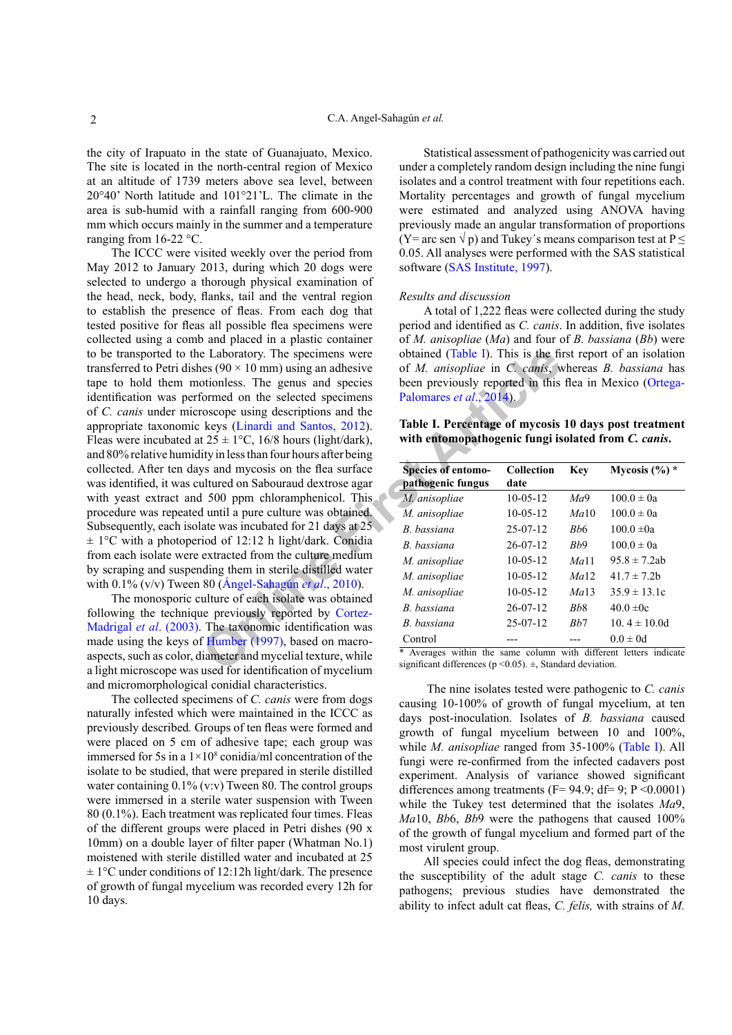the city of Irapuato in the state of Guanajuato, Mexico. The site is located in the north-central region of Mexico at an altitude of 1739 meters above sea level, between 20°40' North latitude and 101°21'L. The climate in the area is sub-humid with a rainfall ranging from 600-900 mm which occurs mainly in the summer and a temperature ranging from 16-22 °C.

The ICCC were visited weekly over the period from May 2012 to January 2013, during which 20 dogs were selected to undergo a thorough physical examination of the head, neck, body, flanks, tail and the ventral region to establish the presence of fleas. From each dog that tested positive for fleas all possible flea specimens were collected using a comb and placed in a plastic container to be transported to the Laboratory. The specimens were transferred to Petri dishes (90 × 10 mm) using an adhesive tape to hold them motionless. The genus and species identification was performed on the selected specimens of *C. canis* under microscope using descriptions and the appropriate taxonomic keys (Linardi and Santos, 2012). Fleas were incubated at 25 ± 1°C, 16/8 hours (light/dark), and 80% relative humidity in less than four hours after being collected. After ten days and mycosis on the flea surface was identified, it was cultured on Sabouraud dextrose agar with yeast extract and 500 ppm chloramphenicol. This procedure was repeated until a pure culture was obtained. Subsequently, each isolate was incubated for 21 days at 25 ± 1°C with a photoperiod of 12:12 h light/dark. Conidia from each isolate were extracted from the culture medium by scraping and suspending them in sterile distilled water with 0.1% (v/v) Tween 80 (Ángel-Sahagún *et al*., 2010).

The monosporic culture of each isolate was obtained following the technique previously reported by Cortez-Madrigal *et al*. (2003). The taxonomic identification was made using the keys of Humber (1997), based on macro-aspects, such as color, diameter and mycelial texture, while a light microscope was used for identification of mycelium and micromorphological conidial characteristics.

The collected specimens of *C. canis* were from dogs naturally infested which were maintained in the ICCC as previously described. Groups of ten fleas were formed and were placed on 5 cm of adhesive tape; each group was immersed for 5s in a $1\times10^8$ conidia/ml concentration of the isolate to be studied, that were prepared in sterile distilled water containing 0.1% (v:v) Tween 80. The control groups were immersed in a sterile water suspension with Tween 80 (0.1%). Each treatment was replicated four times. Fleas of the different groups were placed in Petri dishes (90 x 10mm) on a double layer of filter paper (Whatman No.1) moistened with sterile distilled water and incubated at 25 ± 1°C under conditions of 12:12h light/dark. The presence of growth of fungal mycelium was recorded every 12h for 10 days.

Statistical assessment of pathogenicity was carried out under a completely random design including the nine fungi isolates and a control treatment with four repetitions each. Mortality percentages and growth of fungal mycelium were estimated and analyzed using ANOVA having previously made an angular transformation of proportions (Y= arc sen √ p) and Tukey´s means comparison test at P ≤ 0.05. All analyses were performed with the SAS statistical software (SAS Institute, 1997).

## Results and discussion

A total of 1,222 fleas were collected during the study period and identified as *C. canis*. In addition, five isolates of *M. anisopliae* (*Ma*) and four of *B. bassiana* (*Bb*) were obtained (Table I). This is the first report of an isolation of *M. anisopliae* in *C. canis*, whereas *B. bassiana* has been previously reported in this flea in Mexico (Ortega-Palomares *et al*., 2014).

**Table I. Percentage of mycosis 10 days post treatment with entomopathogenic fungi isolated from *C. canis*.**

| Species of entomo-pathogenic fungus | Collection date | Key | Mycosis (%) * |
|---|---|---|---|
| *M. anisopliae* | 10-05-12 | *Ma*9 | 100.0 ± 0a |
| *M. anisopliae* | 10-05-12 | *Ma*10 | 100.0 ± 0a |
| *B. bassiana* | 25-07-12 | *Bb*6 | 100.0 ±0a |
| *B. bassiana* | 26-07-12 | *Bb*9 | 100.0 ± 0a |
| *M. anisopliae* | 10-05-12 | *Ma*11 | 95.8 ± 7.2ab |
| *M. anisopliae* | 10-05-12 | *Ma*12 | 41.7 ± 7.2b |
| *M. anisopliae* | 10-05-12 | *Ma*13 | 35.9 ± 13.1c |
| *B. bassiana* | 26-07-12 | *Bb*8 | 40.0 ±0c |
| *B. bassiana* | 25-07-12 | *Bb*7 | 10. 4 ± 10.0d |
| Control | --- | --- | 0.0 ± 0d |

\* Averages within the same column with different letters indicate significant differences (p <0.05). ±, Standard deviation.

The nine isolates tested were pathogenic to *C. canis* causing 10-100% of growth of fungal mycelium, at ten days post-inoculation. Isolates of *B. bassiana* caused growth of fungal mycelium between 10 and 100%, while *M. anisopliae* ranged from 35-100% (Table I). All fungi were re-confirmed from the infected cadavers post experiment. Analysis of variance showed significant differences among treatments (F= 94.9; df= 9; P <0.0001) while the Tukey test determined that the isolates *Ma*9, *Ma*10, *Bb*6, *Bb*9 were the pathogens that caused 100% of the growth of fungal mycelium and formed part of the most virulent group.

All species could infect the dog fleas, demonstrating the susceptibility of the adult stage *C. canis* to these pathogens; previous studies have demonstrated the ability to infect adult cat fleas, *C. felis,* with strains of *M.*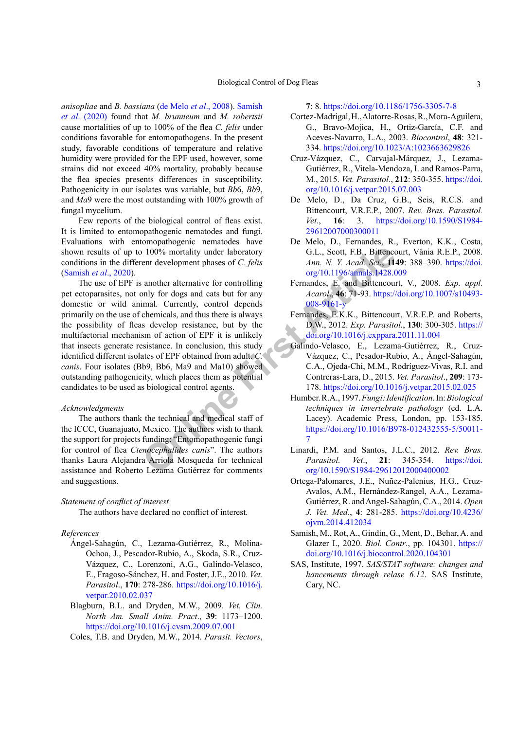*anisopliae* and *B. bassiana* (de Melo *et al*., 2008). Samish *et al*. (2020) found that *M. brunneum* and *M. robertsii* cause mortalities of up to 100% of the flea *C. felis* under conditions favorable for entomopathogens. In the present study, favorable conditions of temperature and relative humidity were provided for the EPF used, however, some strains did not exceed 40% mortality, probably because the flea species presents differences in susceptibility. Pathogenicity in our isolates was variable, but *Bb*6, *Bb*9, and *Ma*9 were the most outstanding with 100% growth of fungal mycelium.

Few reports of the biological control of fleas exist. It is limited to entomopathogenic nematodes and fungi. Evaluations with entomopathogenic nematodes have shown results of up to 100% mortality under laboratory conditions in the different development phases of *C. felis* (Samish *et al*., 2020).

The use of EPF is another alternative for controlling pet ectoparasites, not only for dogs and cats but for any domestic or wild animal. Currently, control depends primarily on the use of chemicals, and thus there is always the possibility of fleas develop resistance, but by the multifactorial mechanism of action of EPF it is unlikely that insects generate resistance. In conclusion, this study identified different isolates of EPF obtained from adult *C. canis*. Four isolates (Bb9, Bb6, Ma9 and Ma10) showed outstanding pathogenicity, which places them as potential candidates to be used as biological control agents.

*Acknowledgments*

The authors thank the technical and medical staff of the ICCC, Guanajuato, Mexico. The authors wish to thank the support for projects funding: "Entomopathogenic fungi for control of flea *Ctenocephalides canis*". The authors thanks Laura Alejandra Arriola Mosqueda for technical assistance and Roberto Lezama Gutiérrez for comments and suggestions.

*Statement of conflict of interest*

The authors have declared no conflict of interest.

*References*

Ángel-Sahagún, C., Lezama-Gutiérrez, R., Molina-Ochoa, J., Pescador-Rubio, A., Skoda, S.R., Cruz-Vázquez, C., Lorenzoni, A.G., Galindo-Velasco, E., Fragoso-Sánchez, H. and Foster, J.E., 2010. *Vet. Parasitol*., **170**: 278-286. https://doi.org/10.1016/j.vetpar.2010.02.037

Blagburn, B.L. and Dryden, M.W., 2009. *Vet. Clin. North Am. Small Anim. Pract*., **39**: 1173–1200. https://doi.org/10.1016/j.cvsm.2009.07.001

Coles, T.B. and Dryden, M.W., 2014. *Parasit. Vectors*, **7**: 8. https://doi.org/10.1186/1756-3305-7-8

Cortez-Madrigal, H., Alatorre-Rosas, R., Mora-Aguilera, G., Bravo-Mojica, H., Ortiz-García, C.F. and Aceves-Navarro, L.A., 2003. *Biocontrol*, **48**: 321-334. https://doi.org/10.1023/A:1023663629826

Cruz-Vázquez, C., Carvajal-Márquez, J., Lezama-Gutiérrez, R., Vitela-Mendoza, I. and Ramos-Parra, M., 2015. *Vet. Parasitol*., **212**: 350-355. https://doi.org/10.1016/j.vetpar.2015.07.003

De Melo, D., Da Cruz, G.B., Seis, R.C.S. and Bittencourt, V.R.E.P., 2007. *Rev. Bras. Parasitol. Vet*., **16**: 3. https://doi.org/10.1590/S1984-29612007000300011

De Melo, D., Fernandes, R., Everton, K.K., Costa, G.L., Scott, F.B., Bittencourt, Vânia R.E.P., 2008. *Ann. N. Y. Acad. Sci*., **1149**: 388–390. https://doi.org/10.1196/annals.1428.009

Fernandes, E. and Bittencourt, V., 2008. *Exp. appl. Acarol*., **46**: 71-93. https://doi.org/10.1007/s10493-008-9161-y

Fernandes, E.K.K., Bittencourt, V.R.E.P. and Roberts, D.W., 2012. *Exp. Parasitol*., **130**: 300-305. https://doi.org/10.1016/j.exppara.2011.11.004

Galindo-Velasco, E., Lezama-Gutiérrez, R., Cruz-Vázquez, C., Pesador-Rubio, A., Ángel-Sahagún, C.A., Ojeda-Chi, M.M., Rodríguez-Vivas, R.I. and Contreras-Lara, D., 2015. *Vet. Parasitol*., **209**: 173-178. https://doi.org/10.1016/j.vetpar.2015.02.025

Humber. R.A., 1997. *Fungi: Identification*. In: *Biological techniques in invertebrate pathology* (ed. L.A. Lacey). Academic Press, London, pp. 153-185. https://doi.org/10.1016/B978-012432555-5/50011-7

Linardi, P.M. and Santos, J.L.C., 2012. *Rev. Bras. Parasitol. Vet*., **21**: 345-354. https://doi.org/10.1590/S1984-29612012000400002

Ortega-Palomares, J.E., Nuñez-Palenius, H.G., Cruz-Avalos, A.M., Hernández-Rangel, A.A., Lezama-Gutiérrez, R. and Angel-Sahagún, C.A., 2014. *Open J. Vet. Med*., **4**: 281-285. https://doi.org/10.4236/ojvm.2014.412034

Samish, M., Rot, A., Gindin, G., Ment, D., Behar, A. and Glazer I., 2020. *Biol. Contr*., pp. 104301. https://doi.org/10.1016/j.biocontrol.2020.104301

SAS, Institute, 1997. *SAS/STAT software: changes and hancements through relase 6.12*. SAS Institute, Cary, NC.